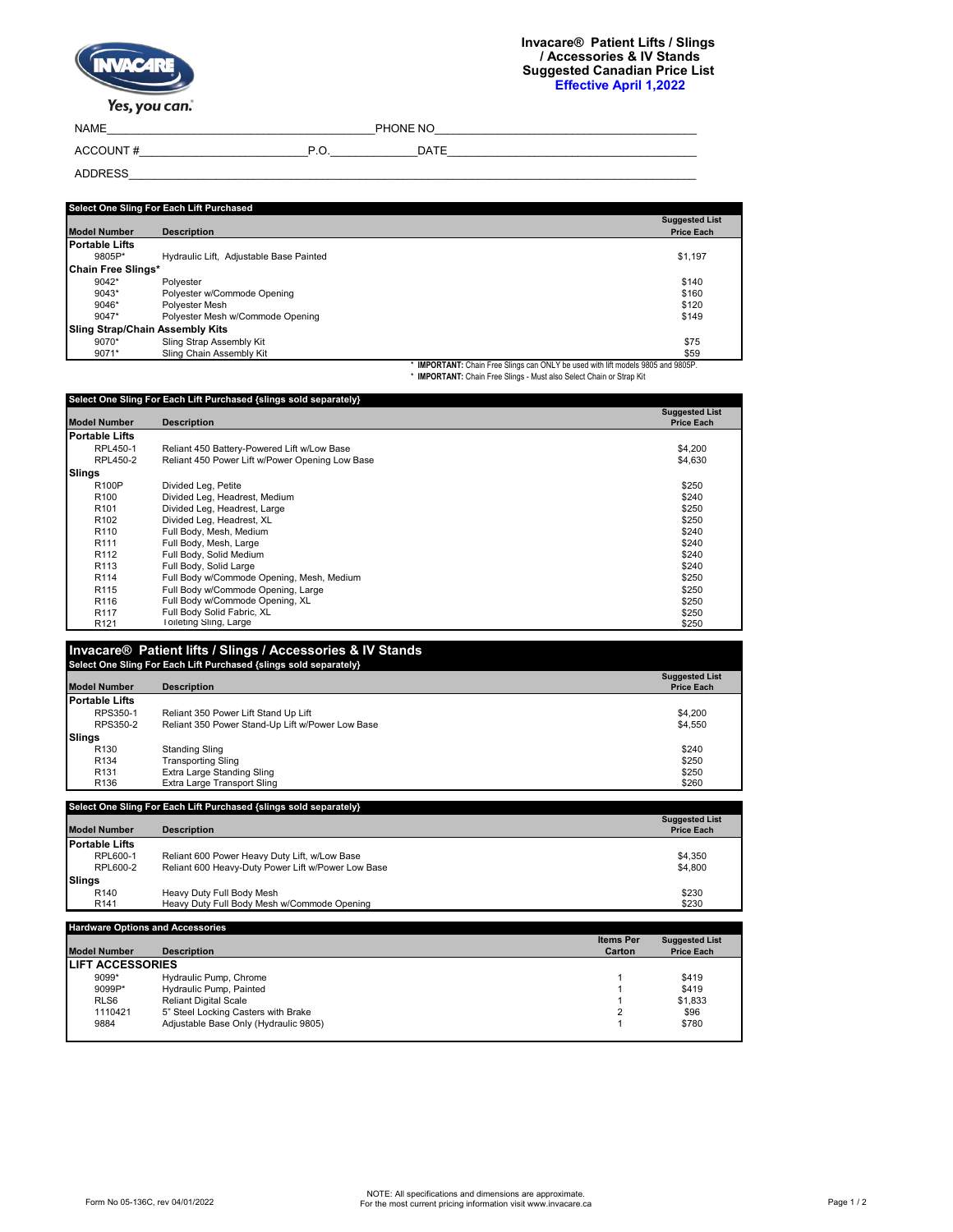# Invacare® Patient Lifts / Slings / Accessories & IV Stands
## Suggested Canadian Price List
### Effective April 1,2022

Yes, you can.

NAME_______________________________ PHONE NO_______________________________

ACCOUNT #____________________ P.O.___________ DATE_______________________

ADDRESS__________________________________________________________________

**Select One Sling For Each Lift Purchased**

| Model Number | Description | Suggested List Price Each |
|---|---|---|
| **Portable Lifts** | | |
| 9805P* | Hydraulic Lift, Adjustable Base Painted | $1,197 |
| **Chain Free Slings*** | | |
| 9042* | Polyester | $140 |
| 9043* | Polyester w/Commode Opening | $160 |
| 9046* | Polyester Mesh | $120 |
| 9047* | Polyester Mesh w/Commode Opening | $149 |
| **Sling Strap/Chain Assembly Kits** | | |
| 9070* | Sling Strap Assembly Kit | $75 |
| 9071* | Sling Chain Assembly Kit | $59 |

\* **IMPORTANT:** Chain Free Slings can ONLY be used with lift models 9805 and 9805P.
\* **IMPORTANT:** Chain Free Slings - Must also Select Chain or Strap Kit

**Select One Sling For Each Lift Purchased {slings sold separately}**

| Model Number | Description | Suggested List Price Each |
|---|---|---|
| **Portable Lifts** | | |
| RPL450-1 | Reliant 450 Battery-Powered Lift w/Low Base | $4,200 |
| RPL450-2 | Reliant 450 Power Lift w/Power Opening Low Base | $4,630 |
| **Slings** | | |
| R100P | Divided Leg, Petite | $250 |
| R100 | Divided Leg, Headrest, Medium | $240 |
| R101 | Divided Leg, Headrest, Large | $250 |
| R102 | Divided Leg, Headrest, XL | $250 |
| R110 | Full Body, Mesh, Medium | $240 |
| R111 | Full Body, Mesh, Large | $240 |
| R112 | Full Body, Solid Medium | $240 |
| R113 | Full Body, Solid Large | $240 |
| R114 | Full Body w/Commode Opening, Mesh, Medium | $250 |
| R115 | Full Body w/Commode Opening, Large | $250 |
| R116 | Full Body w/Commode Opening, XL | $250 |
| R117 | Full Body Solid Fabric, XL | $250 |
| R121 | Toileting Sling, Large | $250 |

## Invacare® Patient lifts / Slings / Accessories & IV Stands

**Select One Sling For Each Lift Purchased {slings sold separately}**

| Model Number | Description | Suggested List Price Each |
|---|---|---|
| **Portable Lifts** | | |
| RPS350-1 | Reliant 350 Power Lift Stand Up Lift | $4,200 |
| RPS350-2 | Reliant 350 Power Stand-Up Lift w/Power Low Base | $4,550 |
| **Slings** | | |
| R130 | Standing Sling | $240 |
| R134 | Transporting Sling | $250 |
| R131 | Extra Large Standing Sling | $250 |
| R136 | Extra Large Transport Sling | $260 |

**Select One Sling For Each Lift Purchased {slings sold separately}**

| Model Number | Description | Suggested List Price Each |
|---|---|---|
| **Portable Lifts** | | |
| RPL600-1 | Reliant 600 Power Heavy Duty Lift, w/Low Base | $4,350 |
| RPL600-2 | Reliant 600 Heavy-Duty Power Lift w/Power Low Base | $4,800 |
| **Slings** | | |
| R140 | Heavy Duty Full Body Mesh | $230 |
| R141 | Heavy Duty Full Body Mesh w/Commode Opening | $230 |

**Hardware Options and Accessories**

| Model Number | Description | Items Per Carton | Suggested List Price Each |
|---|---|---|---|
| **LIFT ACCESSORIES** | | | |
| 9099* | Hydraulic Pump, Chrome | 1 | $419 |
| 9099P* | Hydraulic Pump, Painted | 1 | $419 |
| RLS6 | Reliant Digital Scale | 1 | $1,833 |
| 1110421 | 5" Steel Locking Casters with Brake | 2 | $96 |
| 9884 | Adjustable Base Only (Hydraulic 9805) | 1 | $780 |

Form No 05-136C, rev 04/01/2022

NOTE: All specifications and dimensions are approximate.
For the most current pricing information visit www.invacare.ca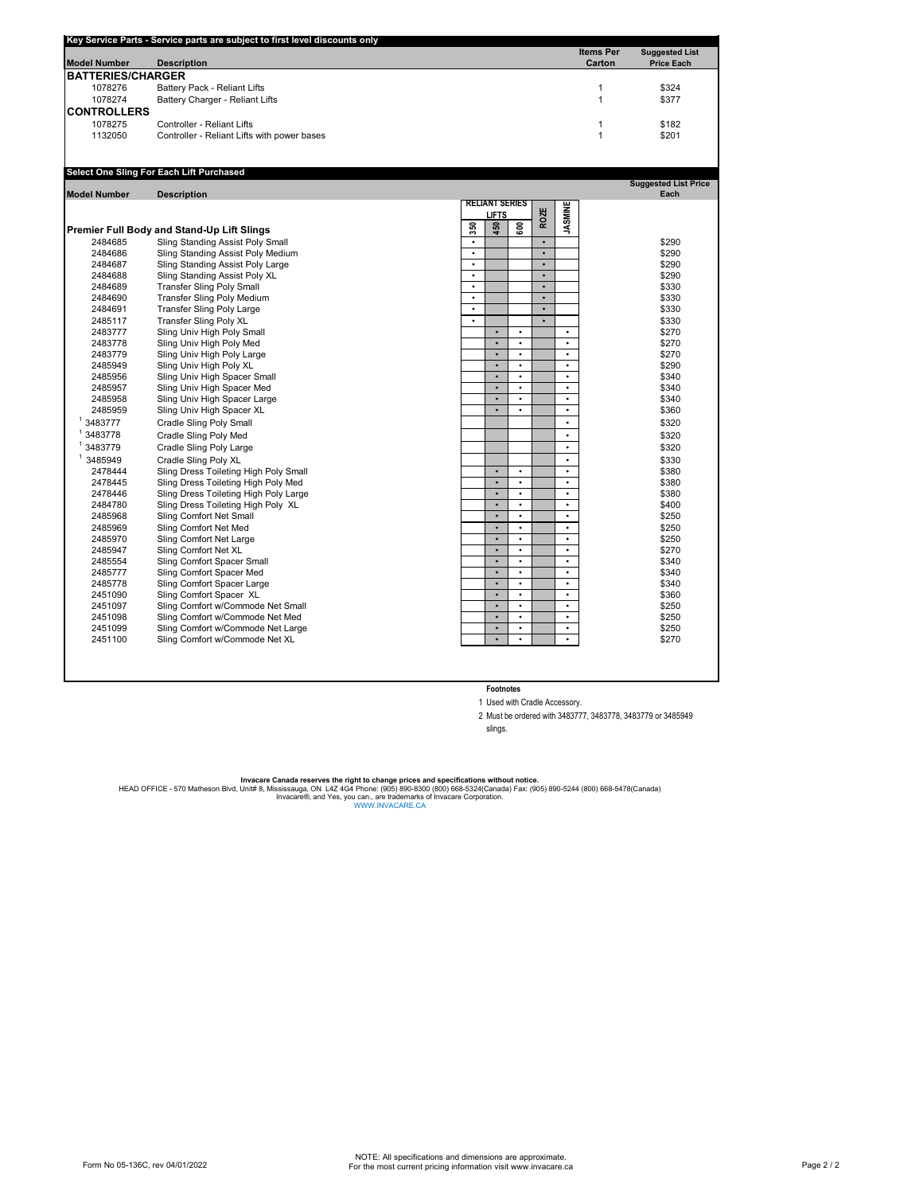## Key Service Parts - Service parts are subject to first level discounts only

| Model Number | Description | Items Per Carton | Suggested List Price Each |
|---|---|---|---|
| **BATTERIES/CHARGER** | | | |
| 1078276 | Battery Pack - Reliant Lifts | 1 | $324 |
| 1078274 | Battery Charger - Reliant Lifts | 1 | $377 |
| **CONTROLLERS** | | | |
| 1078275 | Controller - Reliant Lifts | 1 | $182 |
| 1132050 | Controller - Reliant Lifts with power bases | 1 | $201 |

## Select One Sling For Each Lift Purchased

| Model Number | Description | RELIANT SERIES LIFTS 350 | 450 | 600 | ROZE | JASMINE | Suggested List Price Each |
|---|---|---|---|---|---|---|---|
| | **Premier Full Body and Stand-Up Lift Slings** | | | | | | |
| 2484685 | Sling Standing Assist Poly Small | • | | | • | | $290 |
| 2484686 | Sling Standing Assist Poly Medium | • | | | • | | $290 |
| 2484687 | Sling Standing Assist Poly Large | • | | | • | | $290 |
| 2484688 | Sling Standing Assist Poly XL | • | | | • | | $290 |
| 2484689 | Transfer Sling Poly Small | • | | | • | | $330 |
| 2484690 | Transfer Sling Poly Medium | • | | | • | | $330 |
| 2484691 | Transfer Sling Poly Large | • | | | • | | $330 |
| 2485117 | Transfer Sling Poly XL | • | | | • | | $330 |
| 2483777 | Sling Univ High Poly Small | | • | • | | • | $270 |
| 2483778 | Sling Univ High Poly Med | | • | • | | • | $270 |
| 2483779 | Sling Univ High Poly Large | | • | • | | • | $270 |
| 2485949 | Sling Univ High Poly XL | | • | • | | • | $290 |
| 2485956 | Sling Univ High Spacer Small | | • | • | | • | $340 |
| 2485957 | Sling Univ High Spacer Med | | • | • | | • | $340 |
| 2485958 | Sling Univ High Spacer Large | | • | • | | • | $340 |
| 2485959 | Sling Univ High Spacer XL | | • | • | | • | $360 |
| [1] 3483777 | Cradle Sling Poly Small | | | | | • | $320 |
| [1] 3483778 | Cradle Sling Poly Med | | | | | • | $320 |
| [1] 3483779 | Cradle Sling Poly Large | | | | | • | $320 |
| [1] 3485949 | Cradle Sling Poly XL | | | | | • | $330 |
| 2478444 | Sling Dress Toileting High Poly Small | | • | • | | • | $380 |
| 2478445 | Sling Dress Toileting High Poly Med | | • | • | | • | $380 |
| 2478446 | Sling Dress Toileting High Poly Large | | • | • | | • | $380 |
| 2484780 | Sling Dress Toileting High Poly XL | | • | • | | • | $400 |
| 2485968 | Sling Comfort Net Small | | • | • | | • | $250 |
| 2485969 | Sling Comfort Net Med | | • | • | | • | $250 |
| 2485970 | Sling Comfort Net Large | | • | • | | • | $250 |
| 2485947 | Sling Comfort Net XL | | • | • | | • | $270 |
| 2485554 | Sling Comfort Spacer Small | | • | • | | • | $340 |
| 2485777 | Sling Comfort Spacer Med | | • | • | | • | $340 |
| 2485778 | Sling Comfort Spacer Large | | • | • | | • | $340 |
| 2451090 | Sling Comfort Spacer XL | | • | • | | • | $360 |
| 2451097 | Sling Comfort w/Commode Net Small | | • | • | | • | $250 |
| 2451098 | Sling Comfort w/Commode Net Med | | • | • | | • | $250 |
| 2451099 | Sling Comfort w/Commode Net Large | | • | • | | • | $250 |
| 2451100 | Sling Comfort w/Commode Net XL | | • | • | | • | $270 |

**Footnotes**

1 Used with Cradle Accessory.

2 Must be ordered with 3483777, 3483778, 3483779 or 3485949 slings.

**Invacare Canada reserves the right to change prices and specifications without notice.**
HEAD OFFICE - 570 Matheson Blvd, Unit# 8, Mississauga, ON L4Z 4G4 Phone: (905) 890-8300 (800) 668-5324(Canada) Fax: (905) 890-5244 (800) 668-5478(Canada)
Invacare®, and Yes, you can., are trademarks of Invacare Corporation.
WWW.INVACARE.CA

Form No 05-136C, rev 04/01/2022

NOTE: All specifications and dimensions are approximate.
For the most current pricing information visit www.invacare.ca